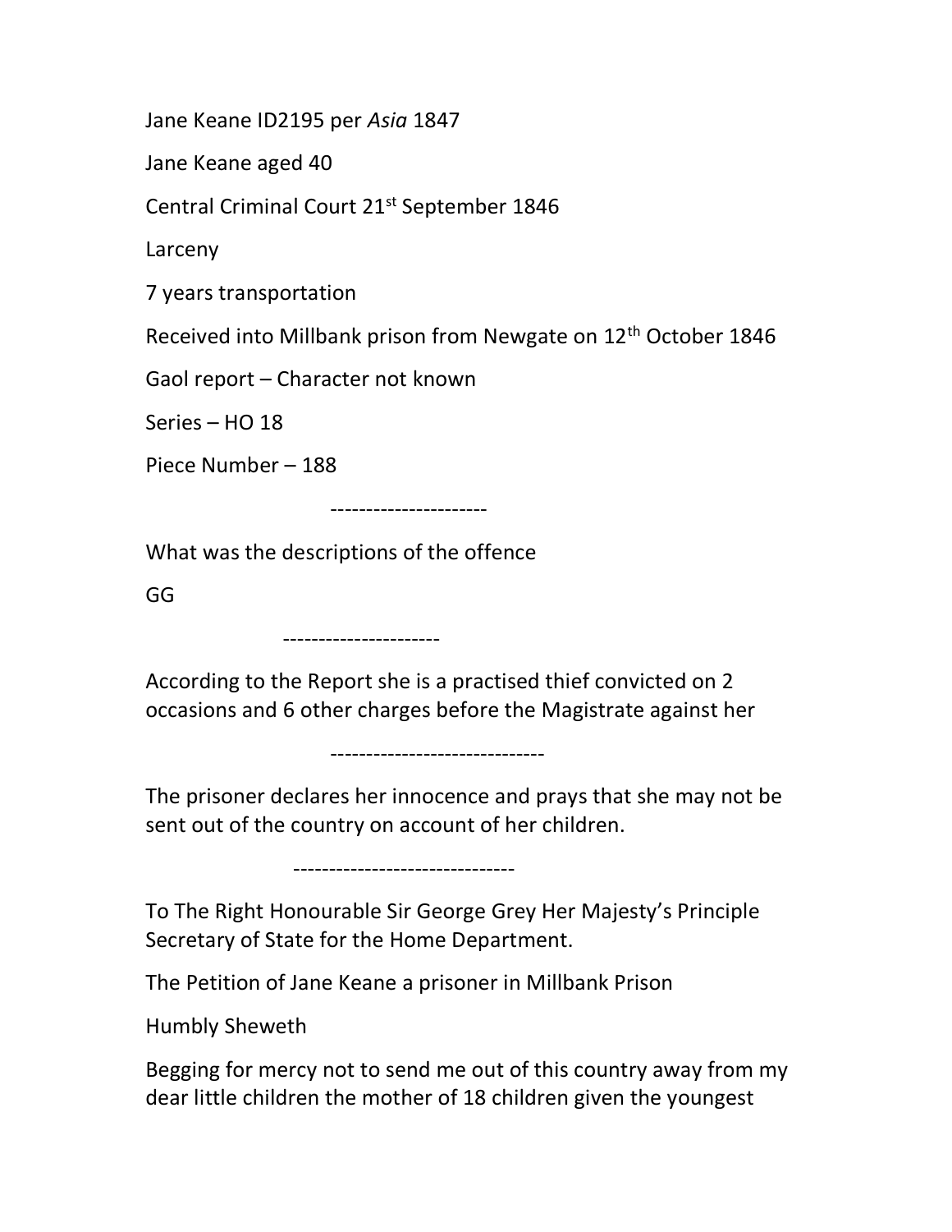Jane Keane ID2195 per *Asia* 1847

Jane Keane aged 40

Central Criminal Court 21st September 1846

Larceny

7 years transportation

Received into Millbank prison from Newgate on 12th October 1846

Gaol report – Character not known

Series – HO 18

Piece Number – 188

----------------------

What was the descriptions of the offence

GG

----------------------

According to the Report she is a practised thief convicted on 2 occasions and 6 other charges before the Magistrate against her

------------------------------

The prisoner declares her innocence and prays that she may not be sent out of the country on account of her children.

-------------------------------

To The Right Honourable Sir George Grey Her Majesty's Principle Secretary of State for the Home Department.

The Petition of Jane Keane a prisoner in Millbank Prison

Humbly Sheweth

Begging for mercy not to send me out of this country away from my dear little children the mother of 18 children given the youngest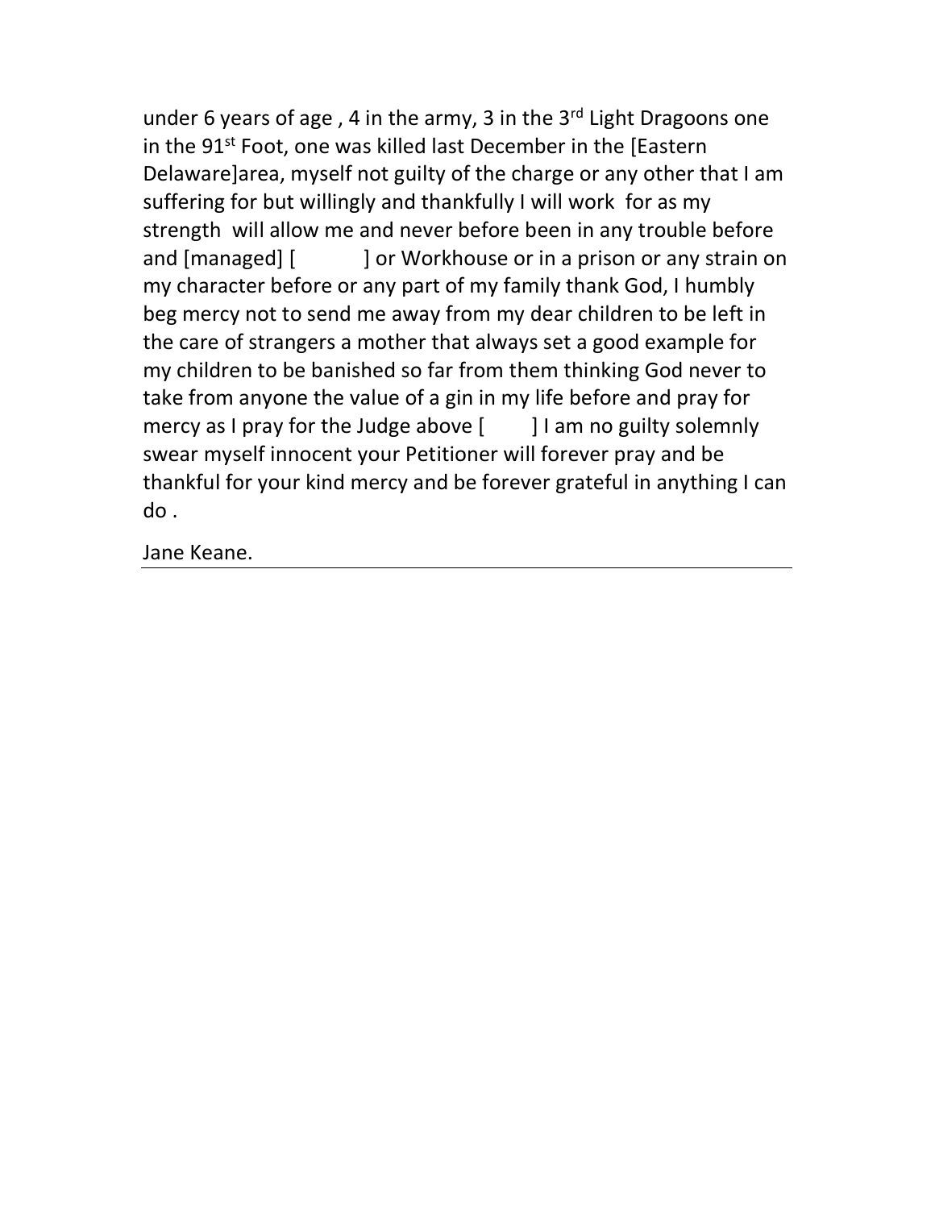under 6 years of age , 4 in the army, 3 in the 3rd Light Dragoons one in the 91st Foot, one was killed last December in the [Eastern Delaware]area, myself not guilty of the charge or any other that I am suffering for but willingly and thankfully I will work for as my strength will allow me and never before been in any trouble before and [managed] [ ] or Workhouse or in a prison or any strain on my character before or any part of my family thank God, I humbly beg mercy not to send me away from my dear children to be left in the care of strangers a mother that always set a good example for my children to be banished so far from them thinking God never to take from anyone the value of a gin in my life before and pray for mercy as I pray for the Judge above [ ] I am no guilty solemnly swear myself innocent your Petitioner will forever pray and be thankful for your kind mercy and be forever grateful in anything I can do .

Jane Keane.

---